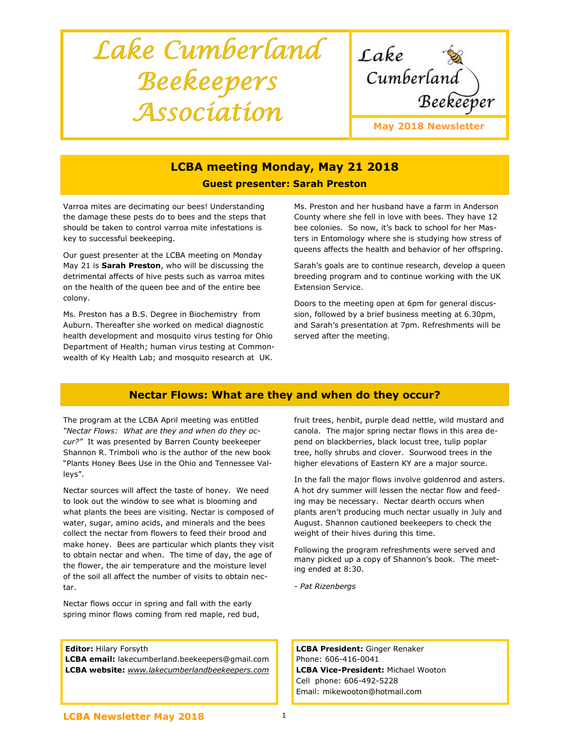# Lake Cumberland Beekeepers Association

Lake Cumberland Beekeeper

**May 2018 Newsletter**

## LCBA meeting Monday, May 21 2018

### Guest presenter: Sarah Preston

Varroa mites are decimating our bees! Understanding the damage these pests do to bees and the steps that should be taken to control varroa mite infestations is key to successful beekeeping.

Our guest presenter at the LCBA meeting on Monday May 21 is **Sarah Preston**, who will be discussing the detrimental affects of hive pests such as varroa mites on the health of the queen bee and of the entire bee colony.

Ms. Preston has a B.S. Degree in Biochemistry from Auburn. Thereafter she worked on medical diagnostic health development and mosquito virus testing for Ohio Department of Health; human virus testing at Commonwealth of Ky Health Lab; and mosquito research at UK.

Ms. Preston and her husband have a farm in Anderson County where she fell in love with bees. They have 12 bee colonies. So now, it's back to school for her Masters in Entomology where she is studying how stress of queens affects the health and behavior of her offspring.

Sarah's goals are to continue research, develop a queen breeding program and to continue working with the UK Extension Service.

Doors to the meeting open at 6pm for general discussion, followed by a brief business meeting at 6.30pm, and Sarah's presentation at 7pm. Refreshments will be served after the meeting.

## Nectar Flows: What are they and when do they occur?

The program at the LCBA April meeting was entitled *"Nectar Flows: What are they and when do they occur?"* It was presented by Barren County beekeeper Shannon R. Trimboli who is the author of the new book "Plants Honey Bees Use in the Ohio and Tennessee Valleys".

Nectar sources will affect the taste of honey. We need to look out the window to see what is blooming and what plants the bees are visiting. Nectar is composed of water, sugar, amino acids, and minerals and the bees collect the nectar from flowers to feed their brood and make honey. Bees are particular which plants they visit to obtain nectar and when. The time of day, the age of the flower, the air temperature and the moisture level of the soil all affect the number of visits to obtain nectar.

Nectar flows occur in spring and fall with the early spring minor flows coming from red maple, red bud, fruit trees, henbit, purple dead nettle, wild mustard and canola. The major spring nectar flows in this area depend on blackberries, black locust tree, tulip poplar tree, holly shrubs and clover. Sourwood trees in the higher elevations of Eastern KY are a major source.

In the fall the major flows involve goldenrod and asters. A hot dry summer will lessen the nectar flow and feeding may be necessary. Nectar dearth occurs when plants aren't producing much nectar usually in July and August. Shannon cautioned beekeepers to check the weight of their hives during this time.

Following the program refreshments were served and many picked up a copy of Shannon's book. The meeting ended at 8:30.

*- Pat Rizenbergs*

**Editor:** Hilary Forsyth
**LCBA email:** lakecumberland.beekeepers@gmail.com
**LCBA website:** *www.lakecumberlandbeekeepers.com*

**LCBA President:** Ginger Renaker
Phone: 606-416-0041
**LCBA Vice-President:** Michael Wooton
Cell phone: 606-492-5228
Email: mikewooton@hotmail.com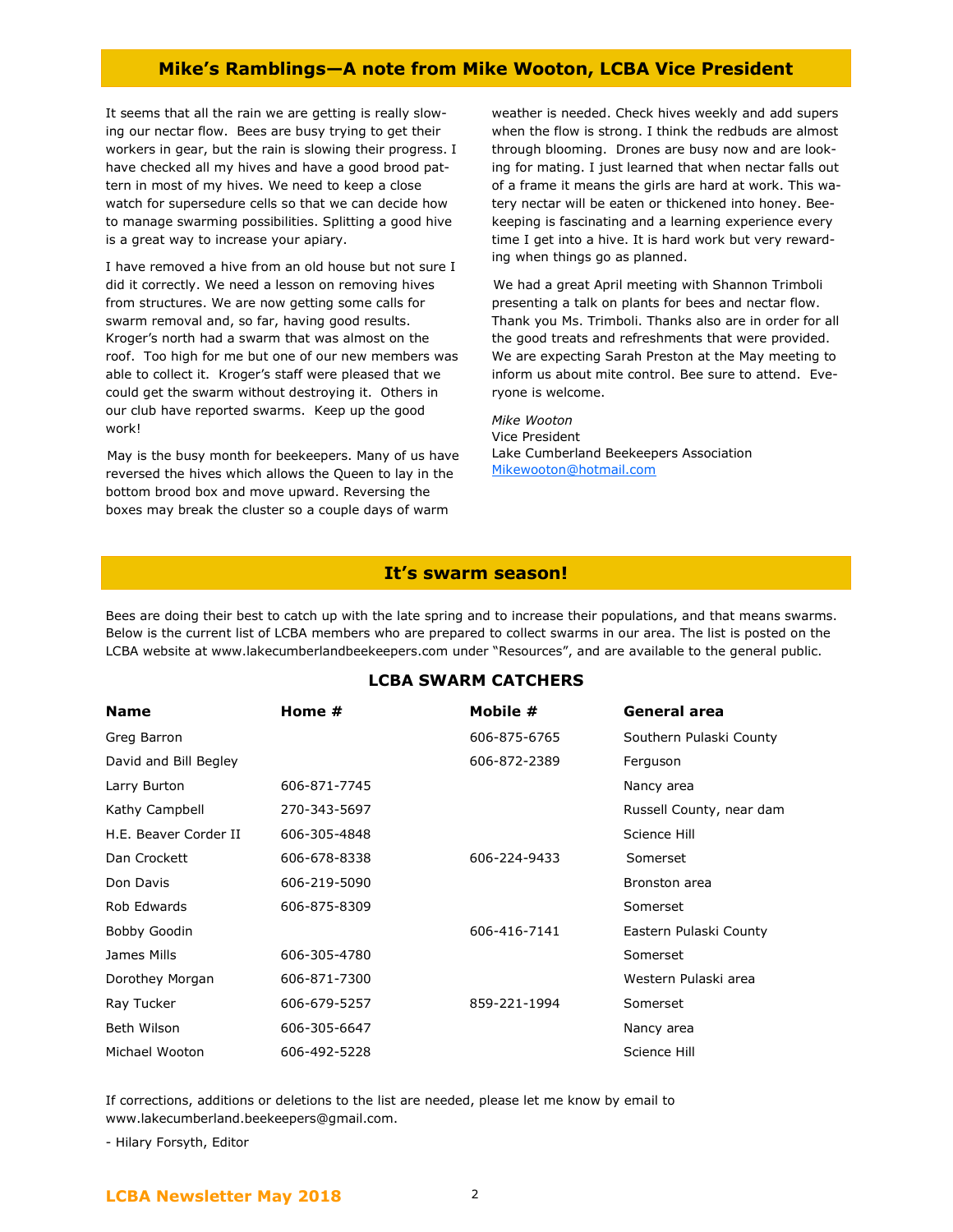## Mike's Ramblings—A note from Mike Wooton, LCBA Vice President

It seems that all the rain we are getting is really slowing our nectar flow. Bees are busy trying to get their workers in gear, but the rain is slowing their progress. I have checked all my hives and have a good brood pattern in most of my hives. We need to keep a close watch for supersedure cells so that we can decide how to manage swarming possibilities. Splitting a good hive is a great way to increase your apiary.

I have removed a hive from an old house but not sure I did it correctly. We need a lesson on removing hives from structures. We are now getting some calls for swarm removal and, so far, having good results. Kroger's north had a swarm that was almost on the roof. Too high for me but one of our new members was able to collect it. Kroger's staff were pleased that we could get the swarm without destroying it. Others in our club have reported swarms. Keep up the good work!

May is the busy month for beekeepers. Many of us have reversed the hives which allows the Queen to lay in the bottom brood box and move upward. Reversing the boxes may break the cluster so a couple days of warm weather is needed. Check hives weekly and add supers when the flow is strong. I think the redbuds are almost through blooming. Drones are busy now and are looking for mating. I just learned that when nectar falls out of a frame it means the girls are hard at work. This watery nectar will be eaten or thickened into honey. Beekeeping is fascinating and a learning experience every time I get into a hive. It is hard work but very rewarding when things go as planned.

We had a great April meeting with Shannon Trimboli presenting a talk on plants for bees and nectar flow. Thank you Ms. Trimboli. Thanks also are in order for all the good treats and refreshments that were provided. We are expecting Sarah Preston at the May meeting to inform us about mite control. Bee sure to attend. Everyone is welcome.

*Mike Wooton*
Vice President
Lake Cumberland Beekeepers Association
Mikewooton@hotmail.com

## It's swarm season!

Bees are doing their best to catch up with the late spring and to increase their populations, and that means swarms. Below is the current list of LCBA members who are prepared to collect swarms in our area. The list is posted on the LCBA website at www.lakecumberlandbeekeepers.com under "Resources", and are available to the general public.

### LCBA SWARM CATCHERS

| Name | Home # | Mobile # | General area |
|---|---|---|---|
| Greg Barron | | 606-875-6765 | Southern Pulaski County |
| David and Bill Begley | | 606-872-2389 | Ferguson |
| Larry Burton | 606-871-7745 | | Nancy area |
| Kathy Campbell | 270-343-5697 | | Russell County, near dam |
| H.E. Beaver Corder II | 606-305-4848 | | Science Hill |
| Dan Crockett | 606-678-8338 | 606-224-9433 | Somerset |
| Don Davis | 606-219-5090 | | Bronston area |
| Rob Edwards | 606-875-8309 | | Somerset |
| Bobby Goodin | | 606-416-7141 | Eastern Pulaski County |
| James Mills | 606-305-4780 | | Somerset |
| Dorothey Morgan | 606-871-7300 | | Western Pulaski area |
| Ray Tucker | 606-679-5257 | 859-221-1994 | Somerset |
| Beth Wilson | 606-305-6647 | | Nancy area |
| Michael Wooton | 606-492-5228 | | Science Hill |

If corrections, additions or deletions to the list are needed, please let me know by email to www.lakecumberland.beekeepers@gmail.com.

- Hilary Forsyth, Editor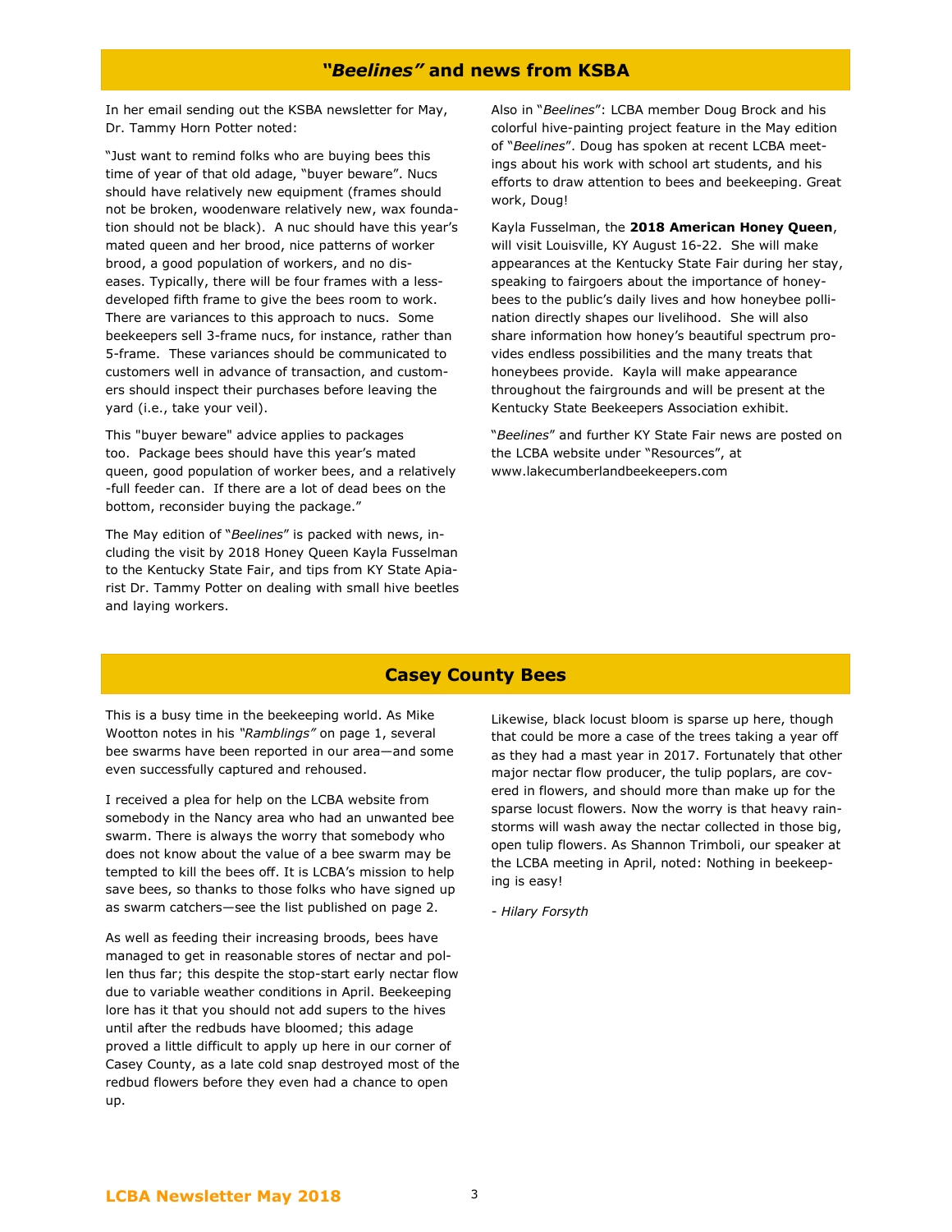## *"Beelines"* and news from KSBA

In her email sending out the KSBA newsletter for May, Dr. Tammy Horn Potter noted:

"Just want to remind folks who are buying bees this time of year of that old adage, "buyer beware". Nucs should have relatively new equipment (frames should not be broken, woodenware relatively new, wax foundation should not be black). A nuc should have this year's mated queen and her brood, nice patterns of worker brood, a good population of workers, and no diseases. Typically, there will be four frames with a less-developed fifth frame to give the bees room to work. There are variances to this approach to nucs. Some beekeepers sell 3-frame nucs, for instance, rather than 5-frame. These variances should be communicated to customers well in advance of transaction, and customers should inspect their purchases before leaving the yard (i.e., take your veil).

This "buyer beware" advice applies to packages too. Package bees should have this year's mated queen, good population of worker bees, and a relatively-full feeder can. If there are a lot of dead bees on the bottom, reconsider buying the package."

The May edition of "*Beelines*" is packed with news, including the visit by 2018 Honey Queen Kayla Fusselman to the Kentucky State Fair, and tips from KY State Apiarist Dr. Tammy Potter on dealing with small hive beetles and laying workers.

Also in "*Beelines*": LCBA member Doug Brock and his colorful hive-painting project feature in the May edition of "*Beelines*". Doug has spoken at recent LCBA meetings about his work with school art students, and his efforts to draw attention to bees and beekeeping. Great work, Doug!

Kayla Fusselman, the **2018 American Honey Queen**, will visit Louisville, KY August 16-22. She will make appearances at the Kentucky State Fair during her stay, speaking to fairgoers about the importance of honeybees to the public's daily lives and how honeybee pollination directly shapes our livelihood. She will also share information how honey's beautiful spectrum provides endless possibilities and the many treats that honeybees provide. Kayla will make appearance throughout the fairgrounds and will be present at the Kentucky State Beekeepers Association exhibit.

"*Beelines*" and further KY State Fair news are posted on the LCBA website under "Resources", at www.lakecumberlandbeekeepers.com

## Casey County Bees

This is a busy time in the beekeeping world. As Mike Wootton notes in his *"Ramblings"* on page 1, several bee swarms have been reported in our area—and some even successfully captured and rehoused.

I received a plea for help on the LCBA website from somebody in the Nancy area who had an unwanted bee swarm. There is always the worry that somebody who does not know about the value of a bee swarm may be tempted to kill the bees off. It is LCBA's mission to help save bees, so thanks to those folks who have signed up as swarm catchers—see the list published on page 2.

As well as feeding their increasing broods, bees have managed to get in reasonable stores of nectar and pollen thus far; this despite the stop-start early nectar flow due to variable weather conditions in April. Beekeeping lore has it that you should not add supers to the hives until after the redbuds have bloomed; this adage proved a little difficult to apply up here in our corner of Casey County, as a late cold snap destroyed most of the redbud flowers before they even had a chance to open up.

Likewise, black locust bloom is sparse up here, though that could be more a case of the trees taking a year off as they had a mast year in 2017. Fortunately that other major nectar flow producer, the tulip poplars, are covered in flowers, and should more than make up for the sparse locust flowers. Now the worry is that heavy rainstorms will wash away the nectar collected in those big, open tulip flowers. As Shannon Trimboli, our speaker at the LCBA meeting in April, noted: Nothing in beekeeping is easy!

*- Hilary Forsyth*